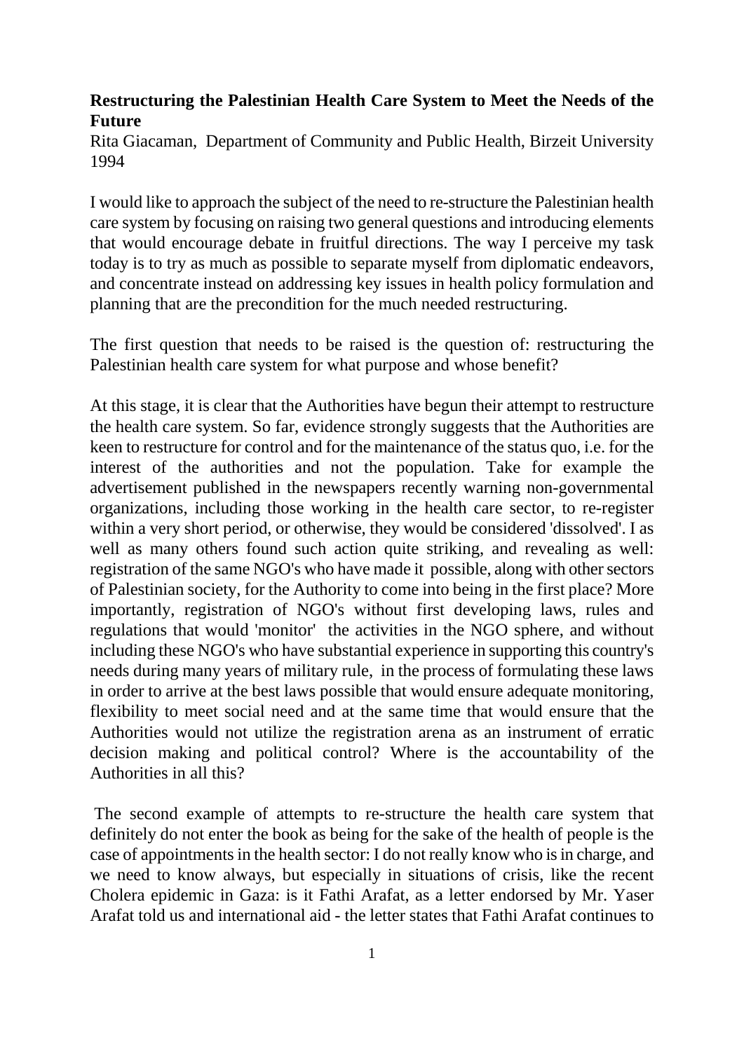**Restructuring the Palestinian Health Care System to Meet the Needs of the Future**

Rita Giacaman, Department of Community and Public Health, Birzeit University 1994

I would like to approach the subject of the need to re-structure the Palestinian health care system by focusing on raising two general questions and introducing elements that would encourage debate in fruitful directions. The way I perceive my task today is to try as much as possible to separate myself from diplomatic endeavors, and concentrate instead on addressing key issues in health policy formulation and planning that are the precondition for the much needed restructuring.

The first question that needs to be raised is the question of: restructuring the Palestinian health care system for what purpose and whose benefit?

At this stage, it is clear that the Authorities have begun their attempt to restructure the health care system. So far, evidence strongly suggests that the Authorities are keen to restructure for control and for the maintenance of the status quo, i.e. for the interest of the authorities and not the population. Take for example the advertisement published in the newspapers recently warning non-governmental organizations, including those working in the health care sector, to re-register within a very short period, or otherwise, they would be considered 'dissolved'. I as well as many others found such action quite striking, and revealing as well: registration of the same NGO's who have made it possible, along with other sectors of Palestinian society, for the Authority to come into being in the first place? More importantly, registration of NGO's without first developing laws, rules and regulations that would 'monitor' the activities in the NGO sphere, and without including these NGO's who have substantial experience in supporting this country's needs during many years of military rule, in the process of formulating these laws in order to arrive at the best laws possible that would ensure adequate monitoring, flexibility to meet social need and at the same time that would ensure that the Authorities would not utilize the registration arena as an instrument of erratic decision making and political control? Where is the accountability of the Authorities in all this?

The second example of attempts to re-structure the health care system that definitely do not enter the book as being for the sake of the health of people is the case of appointments in the health sector: I do not really know who is in charge, and we need to know always, but especially in situations of crisis, like the recent Cholera epidemic in Gaza: is it Fathi Arafat, as a letter endorsed by Mr. Yaser Arafat told us and international aid - the letter states that Fathi Arafat continues to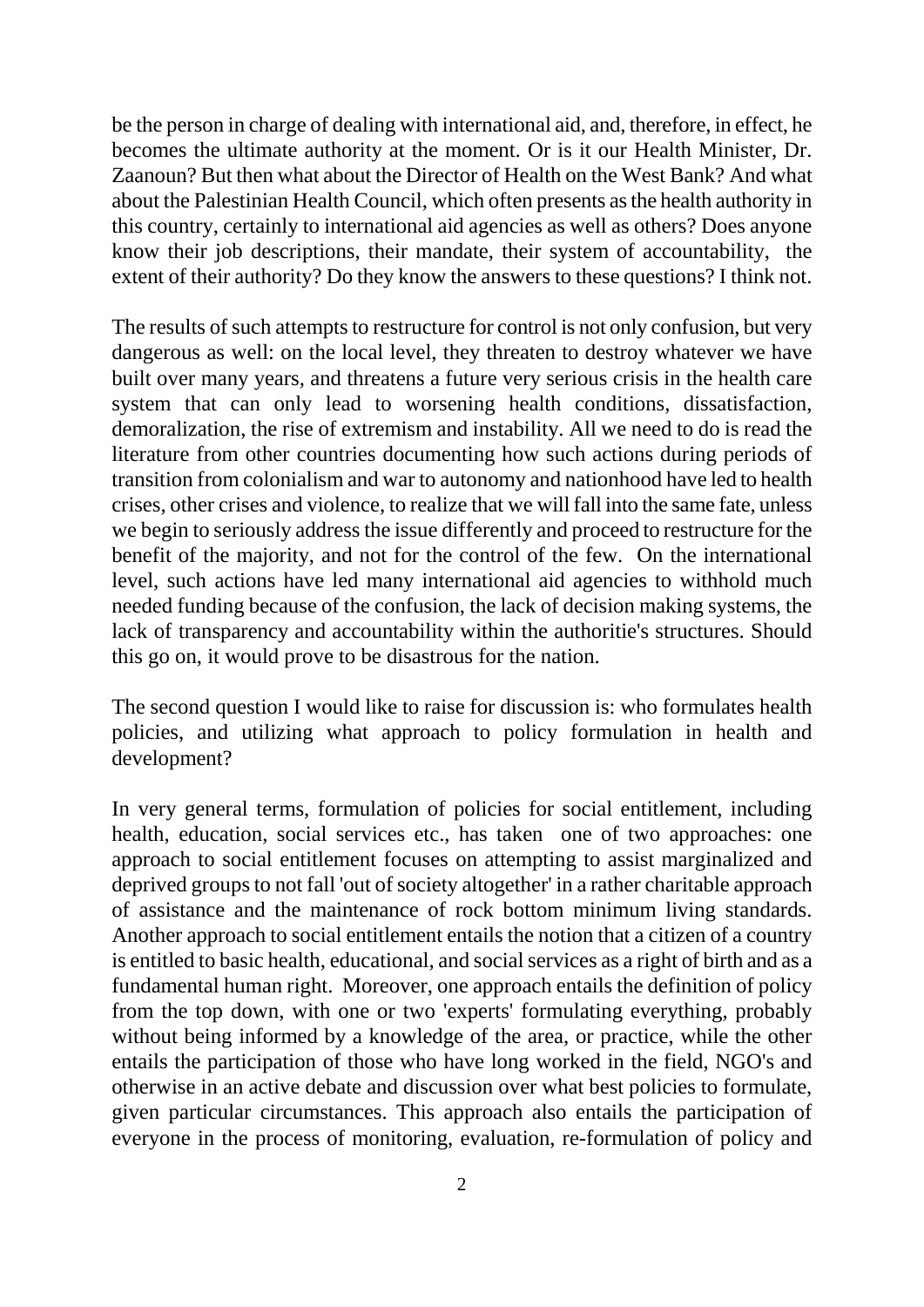be the person in charge of dealing with international aid, and, therefore, in effect, he becomes the ultimate authority at the moment. Or is it our Health Minister, Dr. Zaanoun? But then what about the Director of Health on the West Bank? And what about the Palestinian Health Council, which often presents as the health authority in this country, certainly to international aid agencies as well as others? Does anyone know their job descriptions, their mandate, their system of accountability, the extent of their authority? Do they know the answers to these questions? I think not.

The results of such attempts to restructure for control is not only confusion, but very dangerous as well: on the local level, they threaten to destroy whatever we have built over many years, and threatens a future very serious crisis in the health care system that can only lead to worsening health conditions, dissatisfaction, demoralization, the rise of extremism and instability. All we need to do is read the literature from other countries documenting how such actions during periods of transition from colonialism and war to autonomy and nationhood have led to health crises, other crises and violence, to realize that we will fall into the same fate, unless we begin to seriously address the issue differently and proceed to restructure for the benefit of the majority, and not for the control of the few. On the international level, such actions have led many international aid agencies to withhold much needed funding because of the confusion, the lack of decision making systems, the lack of transparency and accountability within the authoritie's structures. Should this go on, it would prove to be disastrous for the nation.

The second question I would like to raise for discussion is: who formulates health policies, and utilizing what approach to policy formulation in health and development?

In very general terms, formulation of policies for social entitlement, including health, education, social services etc., has taken one of two approaches: one approach to social entitlement focuses on attempting to assist marginalized and deprived groups to not fall 'out of society altogether' in a rather charitable approach of assistance and the maintenance of rock bottom minimum living standards. Another approach to social entitlement entails the notion that a citizen of a country is entitled to basic health, educational, and social services as a right of birth and as a fundamental human right. Moreover, one approach entails the definition of policy from the top down, with one or two 'experts' formulating everything, probably without being informed by a knowledge of the area, or practice, while the other entails the participation of those who have long worked in the field, NGO's and otherwise in an active debate and discussion over what best policies to formulate, given particular circumstances. This approach also entails the participation of everyone in the process of monitoring, evaluation, re-formulation of policy and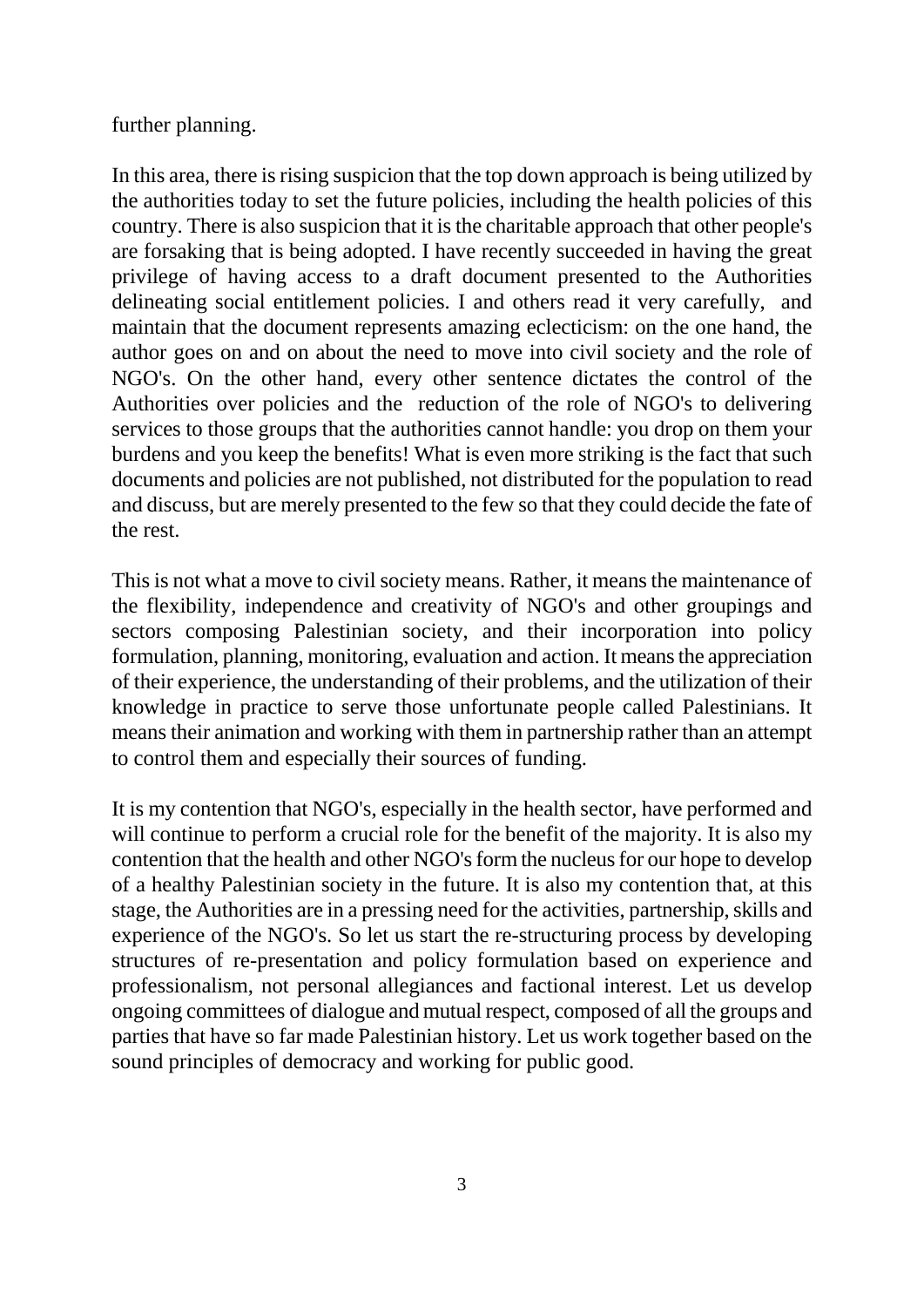further planning.

In this area, there is rising suspicion that the top down approach is being utilized by the authorities today to set the future policies, including the health policies of this country. There is also suspicion that it is the charitable approach that other people's are forsaking that is being adopted. I have recently succeeded in having the great privilege of having access to a draft document presented to the Authorities delineating social entitlement policies. I and others read it very carefully, and maintain that the document represents amazing eclecticism: on the one hand, the author goes on and on about the need to move into civil society and the role of NGO's. On the other hand, every other sentence dictates the control of the Authorities over policies and the reduction of the role of NGO's to delivering services to those groups that the authorities cannot handle: you drop on them your burdens and you keep the benefits! What is even more striking is the fact that such documents and policies are not published, not distributed for the population to read and discuss, but are merely presented to the few so that they could decide the fate of the rest.

This is not what a move to civil society means. Rather, it means the maintenance of the flexibility, independence and creativity of NGO's and other groupings and sectors composing Palestinian society, and their incorporation into policy formulation, planning, monitoring, evaluation and action. It means the appreciation of their experience, the understanding of their problems, and the utilization of their knowledge in practice to serve those unfortunate people called Palestinians. It means their animation and working with them in partnership rather than an attempt to control them and especially their sources of funding.

It is my contention that NGO's, especially in the health sector, have performed and will continue to perform a crucial role for the benefit of the majority. It is also my contention that the health and other NGO's form the nucleus for our hope to develop of a healthy Palestinian society in the future. It is also my contention that, at this stage, the Authorities are in a pressing need for the activities, partnership, skills and experience of the NGO's. So let us start the re-structuring process by developing structures of re-presentation and policy formulation based on experience and professionalism, not personal allegiances and factional interest. Let us develop ongoing committees of dialogue and mutual respect, composed of all the groups and parties that have so far made Palestinian history. Let us work together based on the sound principles of democracy and working for public good.